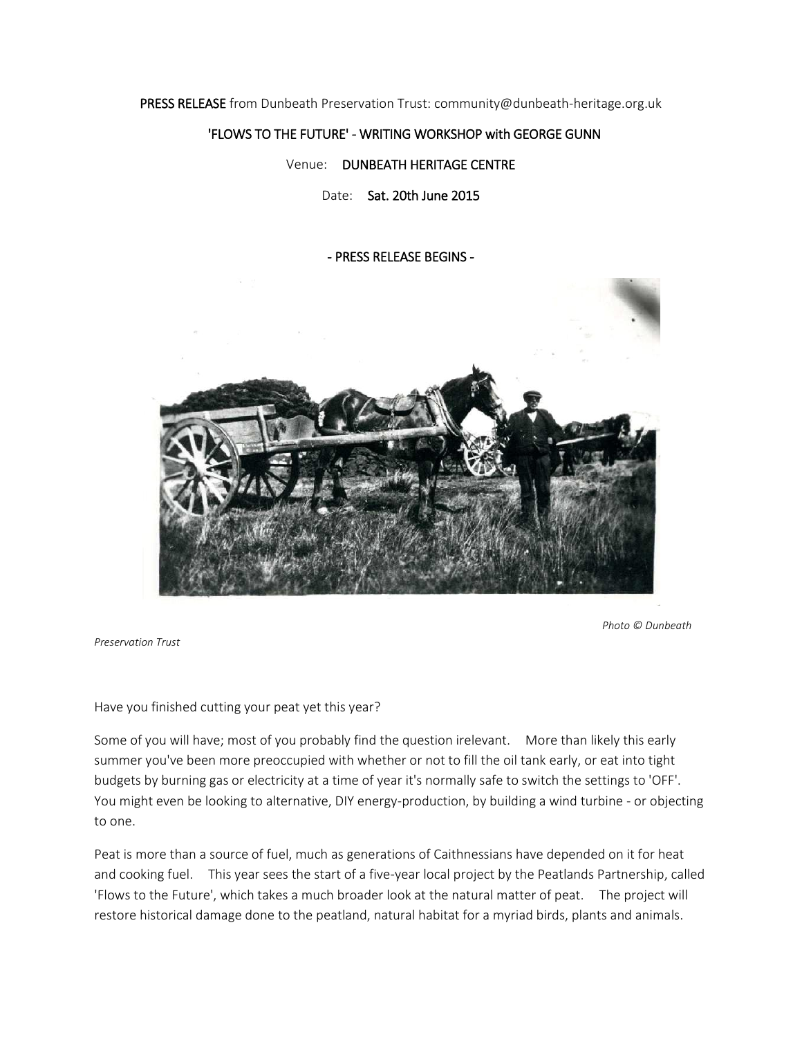**PRESS RELEASE** from Dunbeath Preservation Trust: community@dunbeath-heritage.org.uk

**'FLOWS TO THE FUTURE' - WRITING WORKSHOP with GEORGE GUNN**

Venue: **DUNBEATH HERITAGE CENTRE**

Date: **Sat. 20th June 2015**

**- PRESS RELEASE BEGINS -**

*Photo © Dunbeath Preservation Trust*

Have you finished cutting your peat yet this year?

Some of you will have; most of you probably find the question irelevant. More than likely this early summer you've been more preoccupied with whether or not to fill the oil tank early, or eat into tight budgets by burning gas or electricity at a time of year it's normally safe to switch the settings to 'OFF'. You might even be looking to alternative, DIY energy-production, by building a wind turbine - or objecting to one.

Peat is more than a source of fuel, much as generations of Caithnessians have depended on it for heat and cooking fuel. This year sees the start of a five-year local project by the Peatlands Partnership, called 'Flows to the Future', which takes a much broader look at the natural matter of peat. The project will restore historical damage done to the peatland, natural habitat for a myriad birds, plants and animals.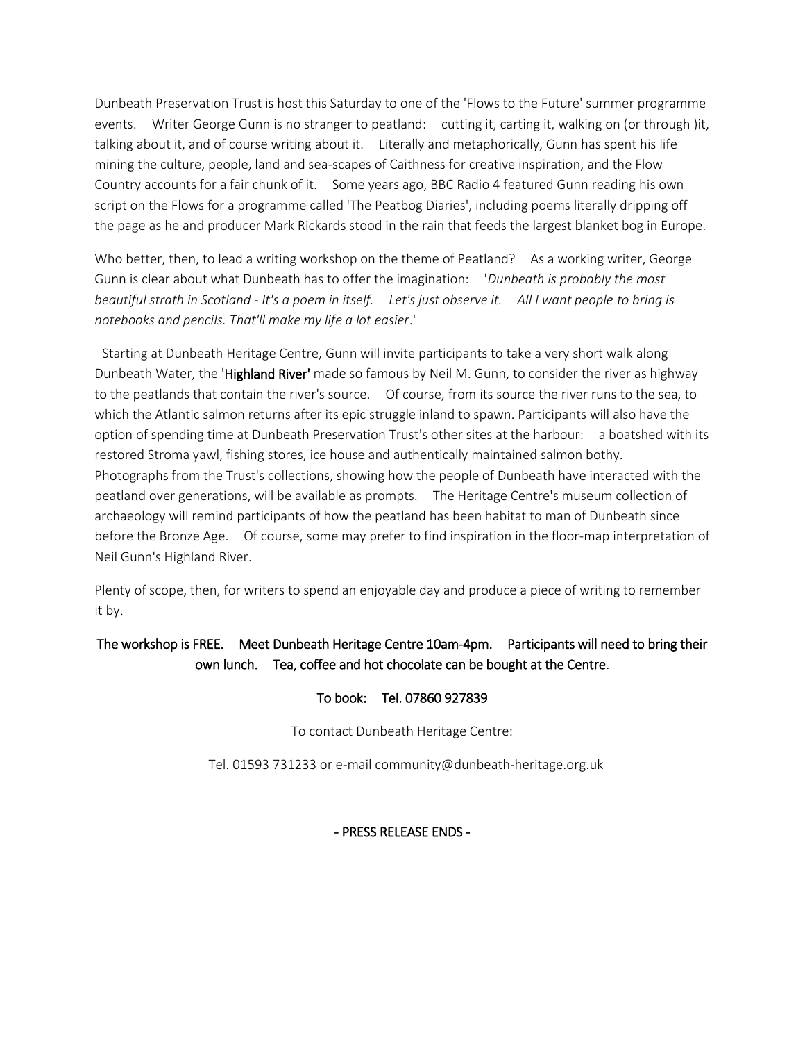Dunbeath Preservation Trust is host this Saturday to one of the 'Flows to the Future' summer programme events. Writer George Gunn is no stranger to peatland: cutting it, carting it, walking on (or through )it, talking about it, and of course writing about it. Literally and metaphorically, Gunn has spent his life mining the culture, people, land and sea-scapes of Caithness for creative inspiration, and the Flow Country accounts for a fair chunk of it. Some years ago, BBC Radio 4 featured Gunn reading his own script on the Flows for a programme called 'The Peatbog Diaries', including poems literally dripping off the page as he and producer Mark Rickards stood in the rain that feeds the largest blanket bog in Europe.

Who better, then, to lead a writing workshop on the theme of Peatland? As a working writer, George Gunn is clear about what Dunbeath has to offer the imagination: '*Dunbeath is probably the most beautiful strath in Scotland - It's a poem in itself. Let's just observe it. All I want people to bring is notebooks and pencils. That'll make my life a lot easier*.'

Starting at Dunbeath Heritage Centre, Gunn will invite participants to take a very short walk along Dunbeath Water, the '**Highland River'** made so famous by Neil M. Gunn, to consider the river as highway to the peatlands that contain the river's source. Of course, from its source the river runs to the sea, to which the Atlantic salmon returns after its epic struggle inland to spawn. Participants will also have the option of spending time at Dunbeath Preservation Trust's other sites at the harbour: a boatshed with its restored Stroma yawl, fishing stores, ice house and authentically maintained salmon bothy. Photographs from the Trust's collections, showing how the people of Dunbeath have interacted with the peatland over generations, will be available as prompts. The Heritage Centre's museum collection of archaeology will remind participants of how the peatland has been habitat to man of Dunbeath since before the Bronze Age. Of course, some may prefer to find inspiration in the floor-map interpretation of Neil Gunn's Highland River.

Plenty of scope, then, for writers to spend an enjoyable day and produce a piece of writing to remember it by.

**The workshop is FREE. Meet Dunbeath Heritage Centre 10am-4pm. Participants will need to bring their own lunch. Tea, coffee and hot chocolate can be bought at the Centre**.

**To book: Tel. 07860 927839**

To contact Dunbeath Heritage Centre:

Tel. 01593 731233 or e-mail community@dunbeath-heritage.org.uk

**- PRESS RELEASE ENDS -**